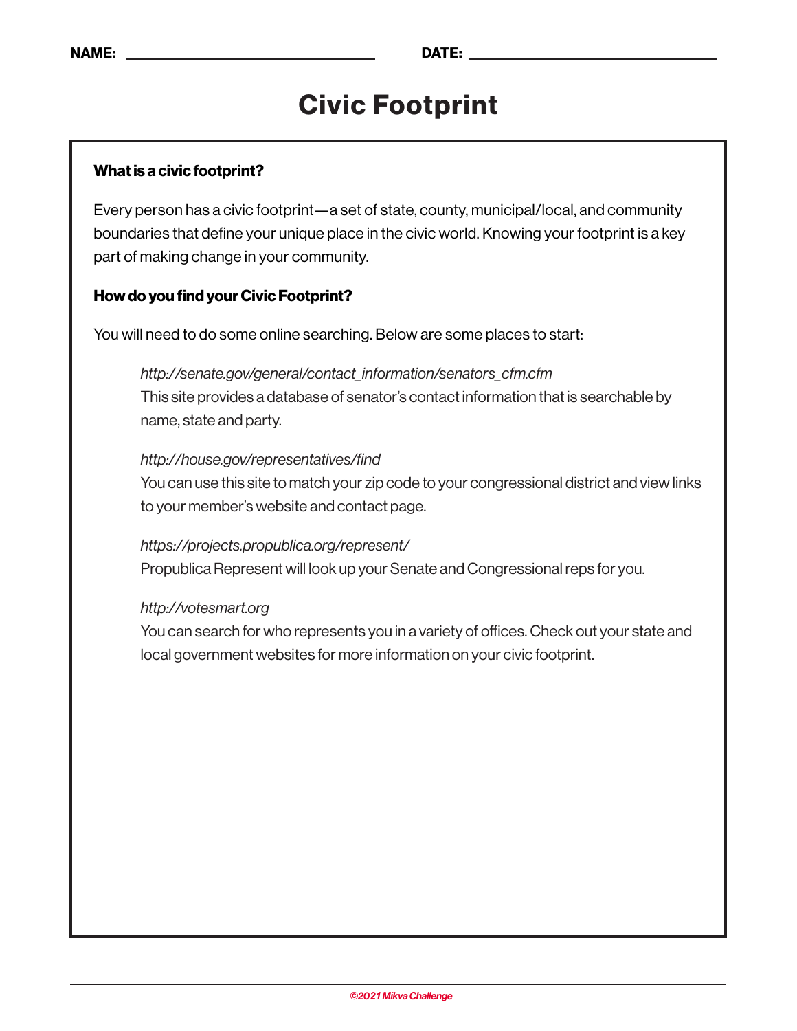NAME: ______________________________ DATE: ______________________________

# Civic Footprint

**What is a civic footprint?**

Every person has a civic footprint—a set of state, county, municipal/local, and community boundaries that define your unique place in the civic world. Knowing your footprint is a key part of making change in your community.

**How do you find your Civic Footprint?**

You will need to do some online searching. Below are some places to start:

*http://senate.gov/general/contact_information/senators_cfm.cfm*
This site provides a database of senator's contact information that is searchable by name, state and party.

*http://house.gov/representatives/find*
You can use this site to match your zip code to your congressional district and view links to your member's website and contact page.

*https://projects.propublica.org/represent/*
Propublica Represent will look up your Senate and Congressional reps for you.

*http://votesmart.org*
You can search for who represents you in a variety of offices. Check out your state and local government websites for more information on your civic footprint.

*©2021 Mikva Challenge*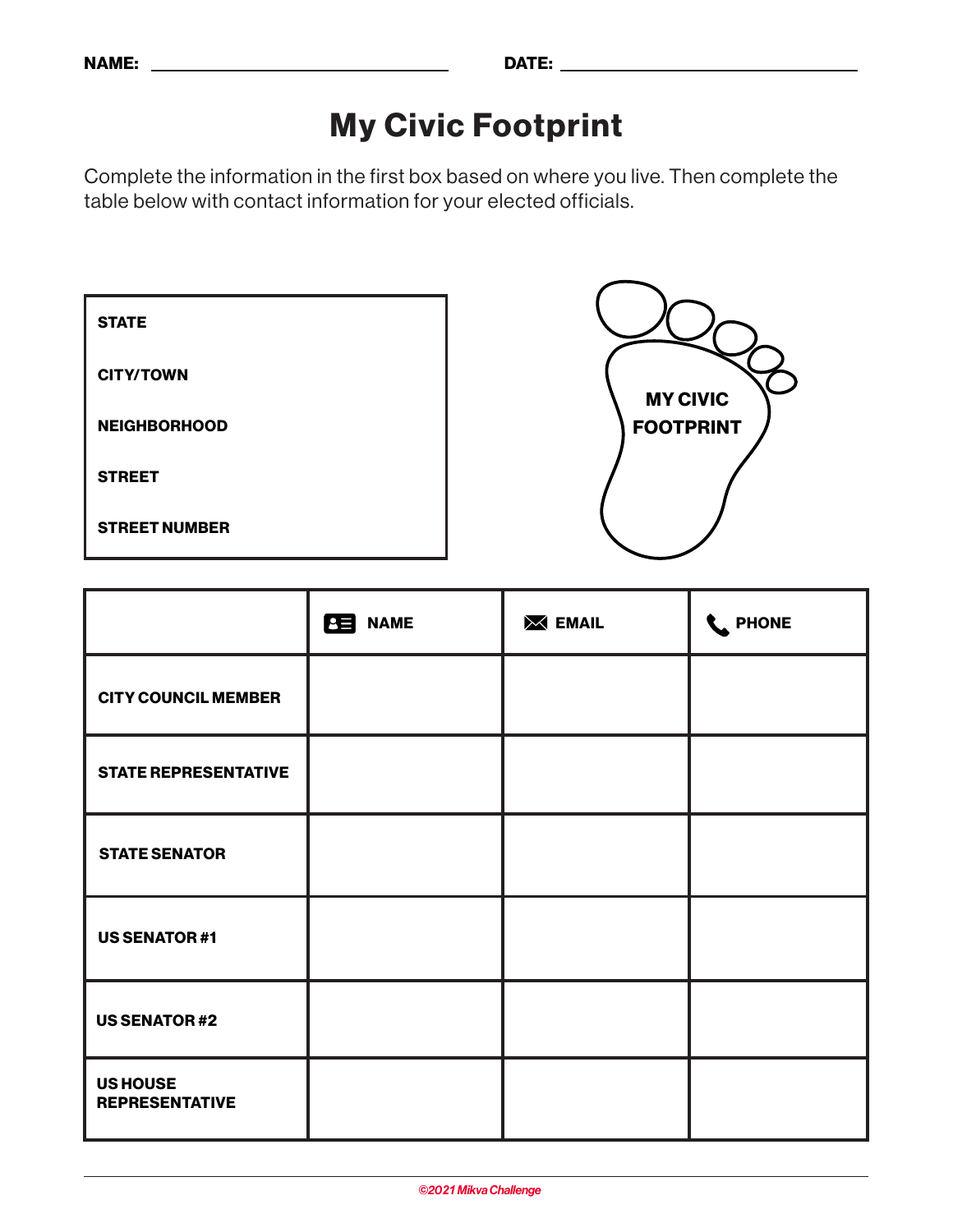NAME: ______________________ DATE: ______________________

# My Civic Footprint

Complete the information in the first box based on where you live. Then complete the table below with contact information for your elected officials.

**STATE**

**CITY/TOWN**

**NEIGHBORHOOD**

**STREET**

**STREET NUMBER**

MY CIVIC FOOTPRINT

| | NAME | EMAIL | PHONE |
|---|---|---|---|
| CITY COUNCIL MEMBER | | | |
| STATE REPRESENTATIVE | | | |
| STATE SENATOR | | | |
| US SENATOR #1 | | | |
| US SENATOR #2 | | | |
| US HOUSE REPRESENTATIVE | | | |

*©2021 Mikva Challenge*